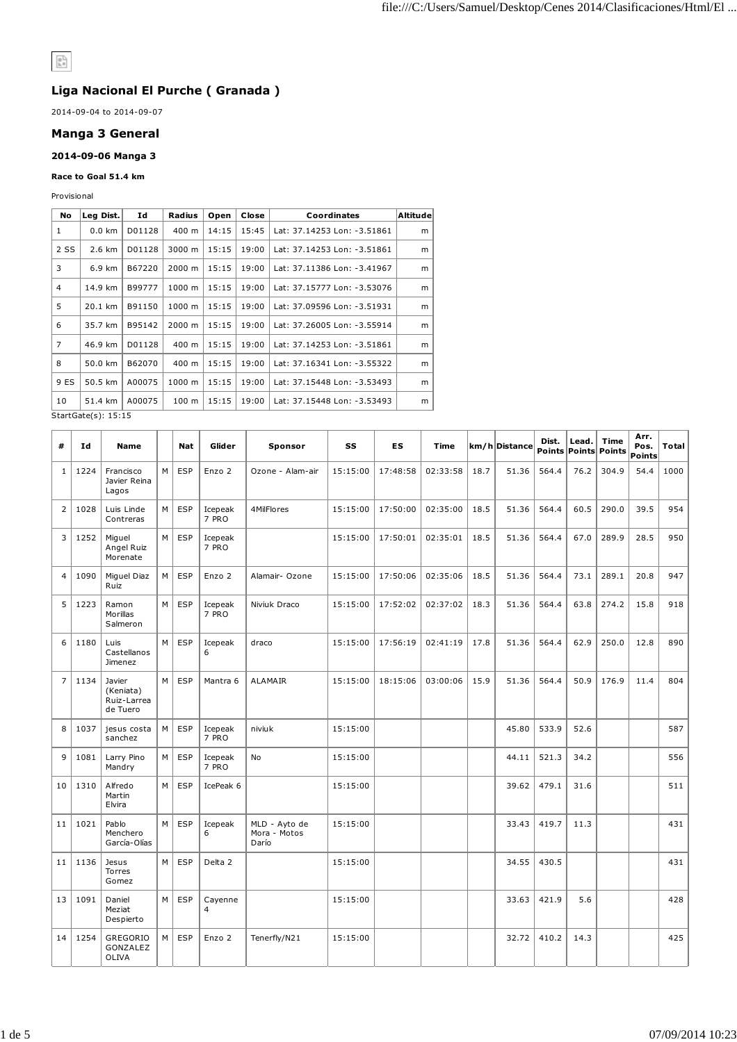## Liga Nacional El Purche ( Granada )

2014-09-04 to 2014-09-07

## Manga 3 General

### 2014-09-06 Manga 3

**Race to Goal 51.4 km**

Provisional

| No | Leg Dist. | Id | Radius | Open | Close | Coordinates | Altitude |
|---|---|---|---|---|---|---|---|
| 1 | 0.0 km | D01128 | 400 m | 14:15 | 15:45 | Lat: 37.14253 Lon: -3.51861 | m |
| 2 SS | 2.6 km | D01128 | 3000 m | 15:15 | 19:00 | Lat: 37.14253 Lon: -3.51861 | m |
| 3 | 6.9 km | B67220 | 2000 m | 15:15 | 19:00 | Lat: 37.11386 Lon: -3.41967 | m |
| 4 | 14.9 km | B99777 | 1000 m | 15:15 | 19:00 | Lat: 37.15777 Lon: -3.53076 | m |
| 5 | 20.1 km | B91150 | 1000 m | 15:15 | 19:00 | Lat: 37.09596 Lon: -3.51931 | m |
| 6 | 35.7 km | B95142 | 2000 m | 15:15 | 19:00 | Lat: 37.26005 Lon: -3.55914 | m |
| 7 | 46.9 km | D01128 | 400 m | 15:15 | 19:00 | Lat: 37.14253 Lon: -3.51861 | m |
| 8 | 50.0 km | B62070 | 400 m | 15:15 | 19:00 | Lat: 37.16341 Lon: -3.55322 | m |
| 9 ES | 50.5 km | A00075 | 1000 m | 15:15 | 19:00 | Lat: 37.15448 Lon: -3.53493 | m |
| 10 | 51.4 km | A00075 | 100 m | 15:15 | 19:00 | Lat: 37.15448 Lon: -3.53493 | m |

StartGate(s): 15:15

| # | Id | Name | | Nat | Glider | Sponsor | SS | ES | Time | km/h | Distance | Dist. Points | Lead. Points | Time Points | Arr. Pos. Points | Total |
|---|---|---|---|---|---|---|---|---|---|---|---|---|---|---|---|---|
| 1 | 1224 | Francisco Javier Reina Lagos | M | ESP | Enzo 2 | Ozone - Alam-air | 15:15:00 | 17:48:58 | 02:33:58 | 18.7 | 51.36 | 564.4 | 76.2 | 304.9 | 54.4 | 1000 |
| 2 | 1028 | Luis Linde Contreras | M | ESP | Icepeak 7 PRO | 4MilFlores | 15:15:00 | 17:50:00 | 02:35:00 | 18.5 | 51.36 | 564.4 | 60.5 | 290.0 | 39.5 | 954 |
| 3 | 1252 | Miguel Angel Ruiz Morenate | M | ESP | Icepeak 7 PRO | | 15:15:00 | 17:50:01 | 02:35:01 | 18.5 | 51.36 | 564.4 | 67.0 | 289.9 | 28.5 | 950 |
| 4 | 1090 | Miguel Diaz Ruiz | M | ESP | Enzo 2 | Alamair- Ozone | 15:15:00 | 17:50:06 | 02:35:06 | 18.5 | 51.36 | 564.4 | 73.1 | 289.1 | 20.8 | 947 |
| 5 | 1223 | Ramon Morillas Salmeron | M | ESP | Icepeak 7 PRO | Niviuk Draco | 15:15:00 | 17:52:02 | 02:37:02 | 18.3 | 51.36 | 564.4 | 63.8 | 274.2 | 15.8 | 918 |
| 6 | 1180 | Luis Castellanos Jimenez | M | ESP | Icepeak 6 | draco | 15:15:00 | 17:56:19 | 02:41:19 | 17.8 | 51.36 | 564.4 | 62.9 | 250.0 | 12.8 | 890 |
| 7 | 1134 | Javier (Keniata) Ruiz-Larrea de Tuero | M | ESP | Mantra 6 | ALAMAIR | 15:15:00 | 18:15:06 | 03:00:06 | 15.9 | 51.36 | 564.4 | 50.9 | 176.9 | 11.4 | 804 |
| 8 | 1037 | jesus costa sanchez | M | ESP | Icepeak 7 PRO | niviuk | 15:15:00 | | | | 45.80 | 533.9 | 52.6 | | | 587 |
| 9 | 1081 | Larry Pino Mandry | M | ESP | Icepeak 7 PRO | No | 15:15:00 | | | | 44.11 | 521.3 | 34.2 | | | 556 |
| 10 | 1310 | Alfredo Martin Elvira | M | ESP | IcePeak 6 | | 15:15:00 | | | | 39.62 | 479.1 | 31.6 | | | 511 |
| 11 | 1021 | Pablo Menchero García-Olías | M | ESP | Icepeak 6 | MLD - Ayto de Mora - Motos Darío | 15:15:00 | | | | 33.43 | 419.7 | 11.3 | | | 431 |
| 11 | 1136 | Jesus Torres Gomez | M | ESP | Delta 2 | | 15:15:00 | | | | 34.55 | 430.5 | | | | 431 |
| 13 | 1091 | Daniel Meziat Despierto | M | ESP | Cayenne 4 | | 15:15:00 | | | | 33.63 | 421.9 | 5.6 | | | 428 |
| 14 | 1254 | GREGORIO GONZALEZ OLIVA | M | ESP | Enzo 2 | Tenerfly/N21 | 15:15:00 | | | | 32.72 | 410.2 | 14.3 | | | 425 |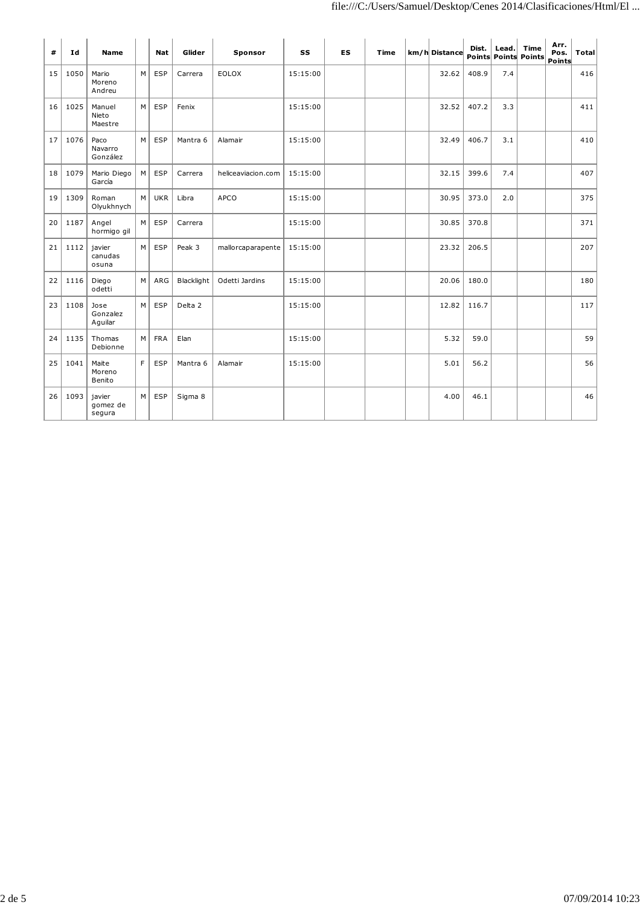| # | Id | Name | | Nat | Glider | Sponsor | SS | ES | Time | km/h | Distance | Dist. Points | Lead. Points | Time Points | Arr. Pos. Points | Total |
|---|---|---|---|---|---|---|---|---|---|---|---|---|---|---|---|---|
| 15 | 1050 | Mario Moreno Andreu | M | ESP | Carrera | EOLOX | 15:15:00 | | | | 32.62 | 408.9 | 7.4 | | | 416 |
| 16 | 1025 | Manuel Nieto Maestre | M | ESP | Fenix | | 15:15:00 | | | | 32.52 | 407.2 | 3.3 | | | 411 |
| 17 | 1076 | Paco Navarro González | M | ESP | Mantra 6 | Alamair | 15:15:00 | | | | 32.49 | 406.7 | 3.1 | | | 410 |
| 18 | 1079 | Mario Diego García | M | ESP | Carrera | heliceaviacion.com | 15:15:00 | | | | 32.15 | 399.6 | 7.4 | | | 407 |
| 19 | 1309 | Roman Olyukhnych | M | UKR | Libra | APCO | 15:15:00 | | | | 30.95 | 373.0 | 2.0 | | | 375 |
| 20 | 1187 | Angel hormigo gil | M | ESP | Carrera | | 15:15:00 | | | | 30.85 | 370.8 | | | | 371 |
| 21 | 1112 | javier canudas osuna | M | ESP | Peak 3 | mallorcaparapente | 15:15:00 | | | | 23.32 | 206.5 | | | | 207 |
| 22 | 1116 | Diego odetti | M | ARG | Blacklight | Odetti Jardins | 15:15:00 | | | | 20.06 | 180.0 | | | | 180 |
| 23 | 1108 | Jose Gonzalez Aguilar | M | ESP | Delta 2 | | 15:15:00 | | | | 12.82 | 116.7 | | | | 117 |
| 24 | 1135 | Thomas Debionne | M | FRA | Elan | | 15:15:00 | | | | 5.32 | 59.0 | | | | 59 |
| 25 | 1041 | Maite Moreno Benito | F | ESP | Mantra 6 | Alamair | 15:15:00 | | | | 5.01 | 56.2 | | | | 56 |
| 26 | 1093 | javier gomez de segura | M | ESP | Sigma 8 | | | | | | 4.00 | 46.1 | | | | 46 |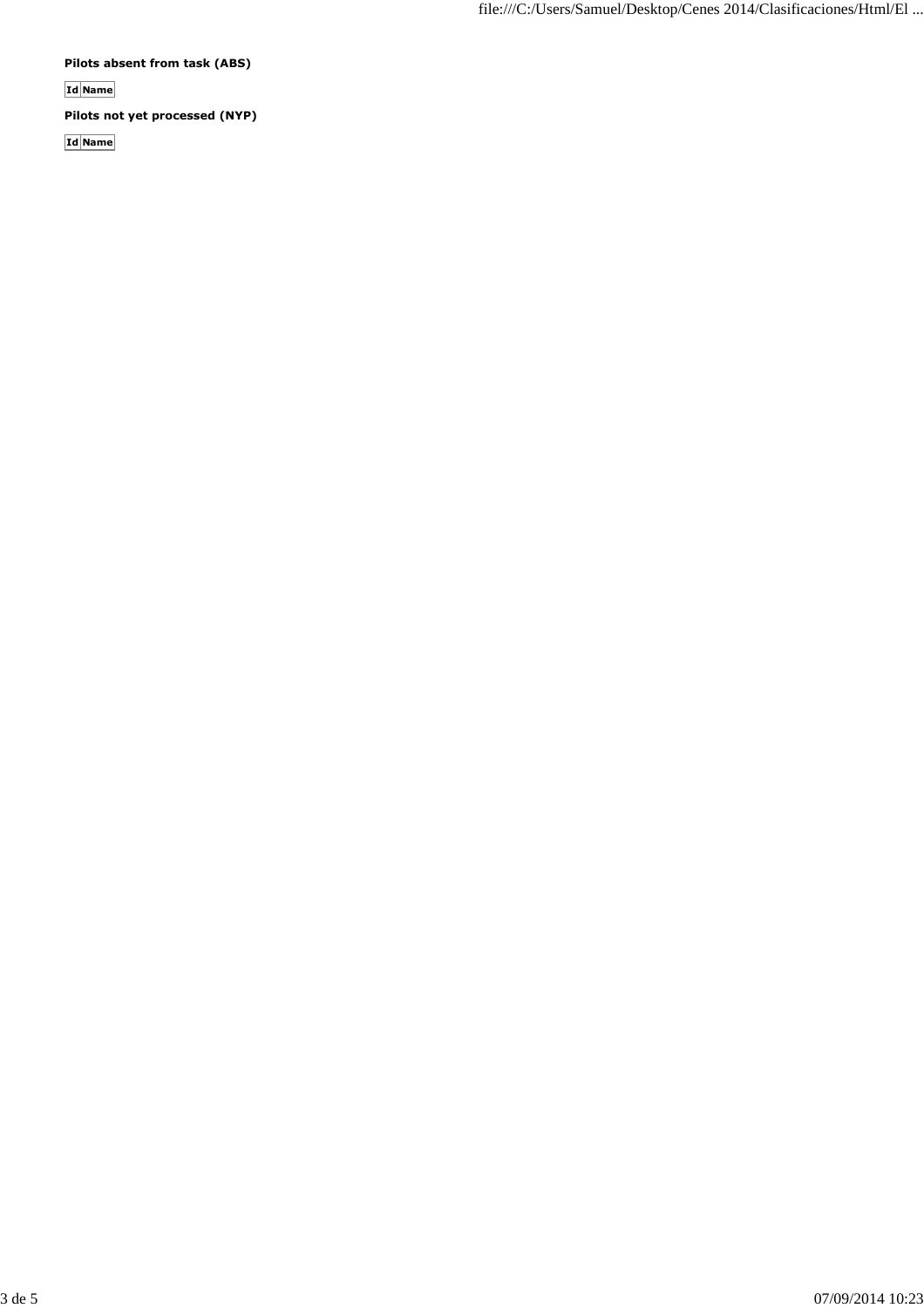**Pilots absent from task (ABS)**

| Id | Name |
| --- | --- |

**Pilots not yet processed (NYP)**

| Id | Name |
| --- | --- |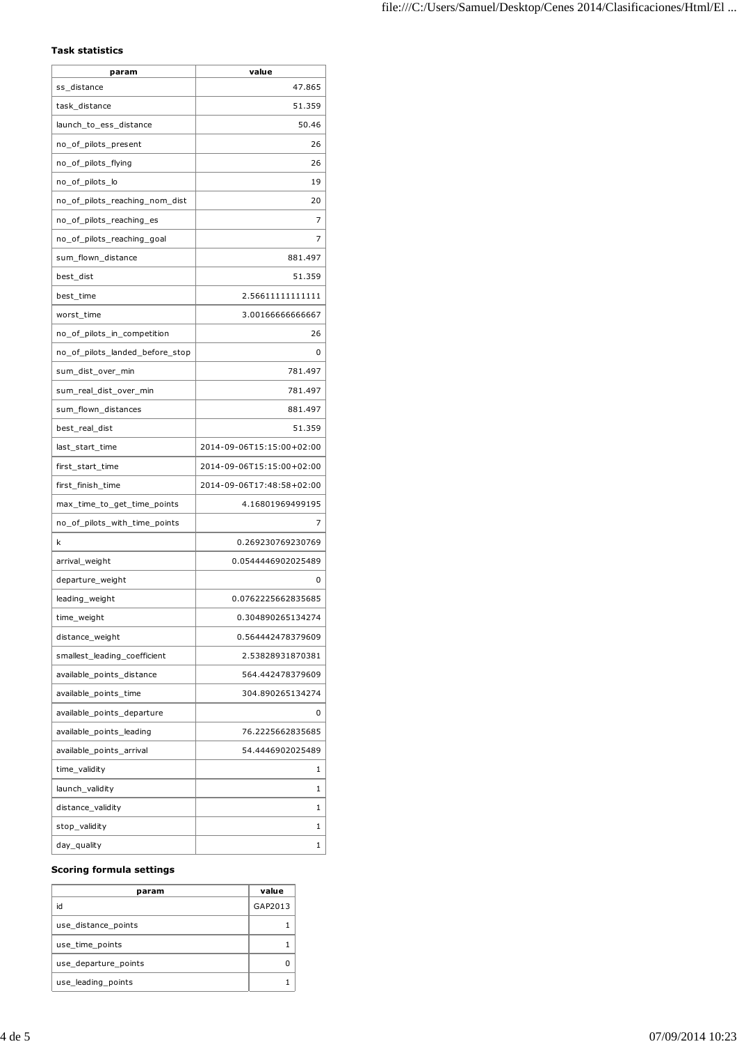**Task statistics**

| param | value |
|---|---|
| ss_distance | 47.865 |
| task_distance | 51.359 |
| launch_to_ess_distance | 50.46 |
| no_of_pilots_present | 26 |
| no_of_pilots_flying | 26 |
| no_of_pilots_lo | 19 |
| no_of_pilots_reaching_nom_dist | 20 |
| no_of_pilots_reaching_es | 7 |
| no_of_pilots_reaching_goal | 7 |
| sum_flown_distance | 881.497 |
| best_dist | 51.359 |
| best_time | 2.56611111111111 |
| worst_time | 3.00166666666667 |
| no_of_pilots_in_competition | 26 |
| no_of_pilots_landed_before_stop | 0 |
| sum_dist_over_min | 781.497 |
| sum_real_dist_over_min | 781.497 |
| sum_flown_distances | 881.497 |
| best_real_dist | 51.359 |
| last_start_time | 2014-09-06T15:15:00+02:00 |
| first_start_time | 2014-09-06T15:15:00+02:00 |
| first_finish_time | 2014-09-06T17:48:58+02:00 |
| max_time_to_get_time_points | 4.16801969499195 |
| no_of_pilots_with_time_points | 7 |
| k | 0.269230769230769 |
| arrival_weight | 0.0544446902025489 |
| departure_weight | 0 |
| leading_weight | 0.0762225662835685 |
| time_weight | 0.304890265134274 |
| distance_weight | 0.564442478379609 |
| smallest_leading_coefficient | 2.53828931870381 |
| available_points_distance | 564.442478379609 |
| available_points_time | 304.890265134274 |
| available_points_departure | 0 |
| available_points_leading | 76.2225662835685 |
| available_points_arrival | 54.4446902025489 |
| time_validity | 1 |
| launch_validity | 1 |
| distance_validity | 1 |
| stop_validity | 1 |
| day_quality | 1 |

**Scoring formula settings**

| param | value |
|---|---|
| id | GAP2013 |
| use_distance_points | 1 |
| use_time_points | 1 |
| use_departure_points | 0 |
| use_leading_points | 1 |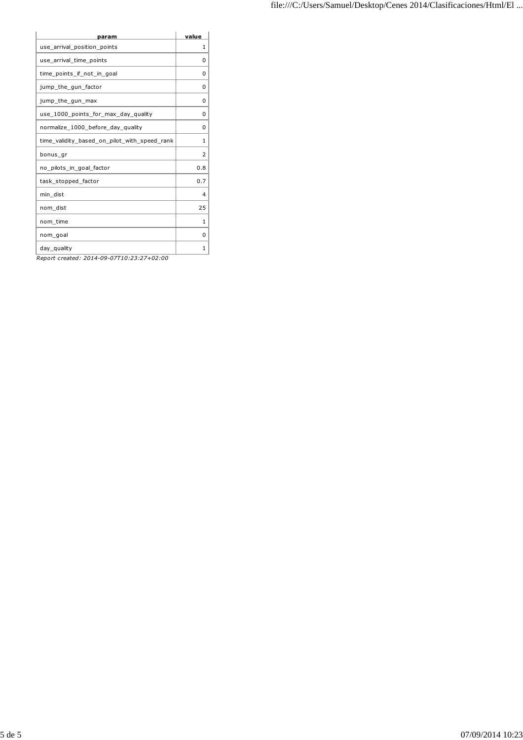| param | value |
| --- | --- |
| use_arrival_position_points | 1 |
| use_arrival_time_points | 0 |
| time_points_if_not_in_goal | 0 |
| jump_the_gun_factor | 0 |
| jump_the_gun_max | 0 |
| use_1000_points_for_max_day_quality | 0 |
| normalize_1000_before_day_quality | 0 |
| time_validity_based_on_pilot_with_speed_rank | 1 |
| bonus_gr | 2 |
| no_pilots_in_goal_factor | 0.8 |
| task_stopped_factor | 0.7 |
| min_dist | 4 |
| nom_dist | 25 |
| nom_time | 1 |
| nom_goal | 0 |
| day_quality | 1 |

*Report created: 2014-09-07T10:23:27+02:00*